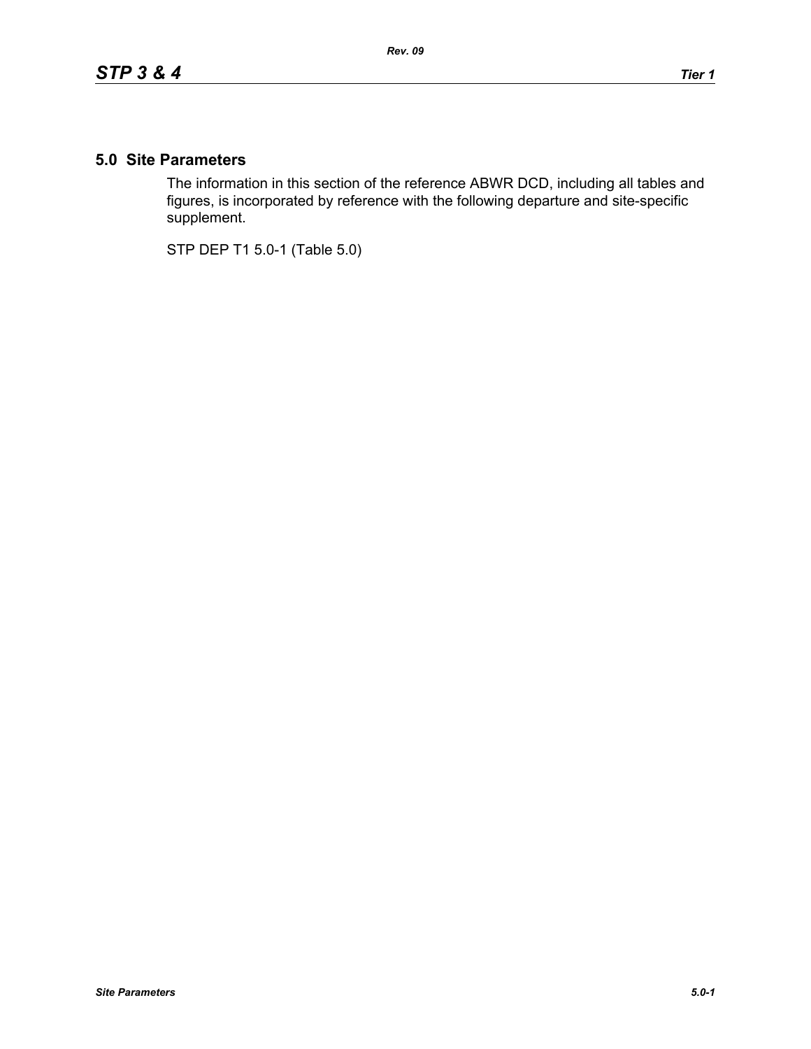## 5.0 Site Parameters

The information in this section of the reference ABWR DCD, including all tables and figures, is incorporated by reference with the following departure and site-specific supplement.

STP DEP T1 5.0-1 (Table 5.0)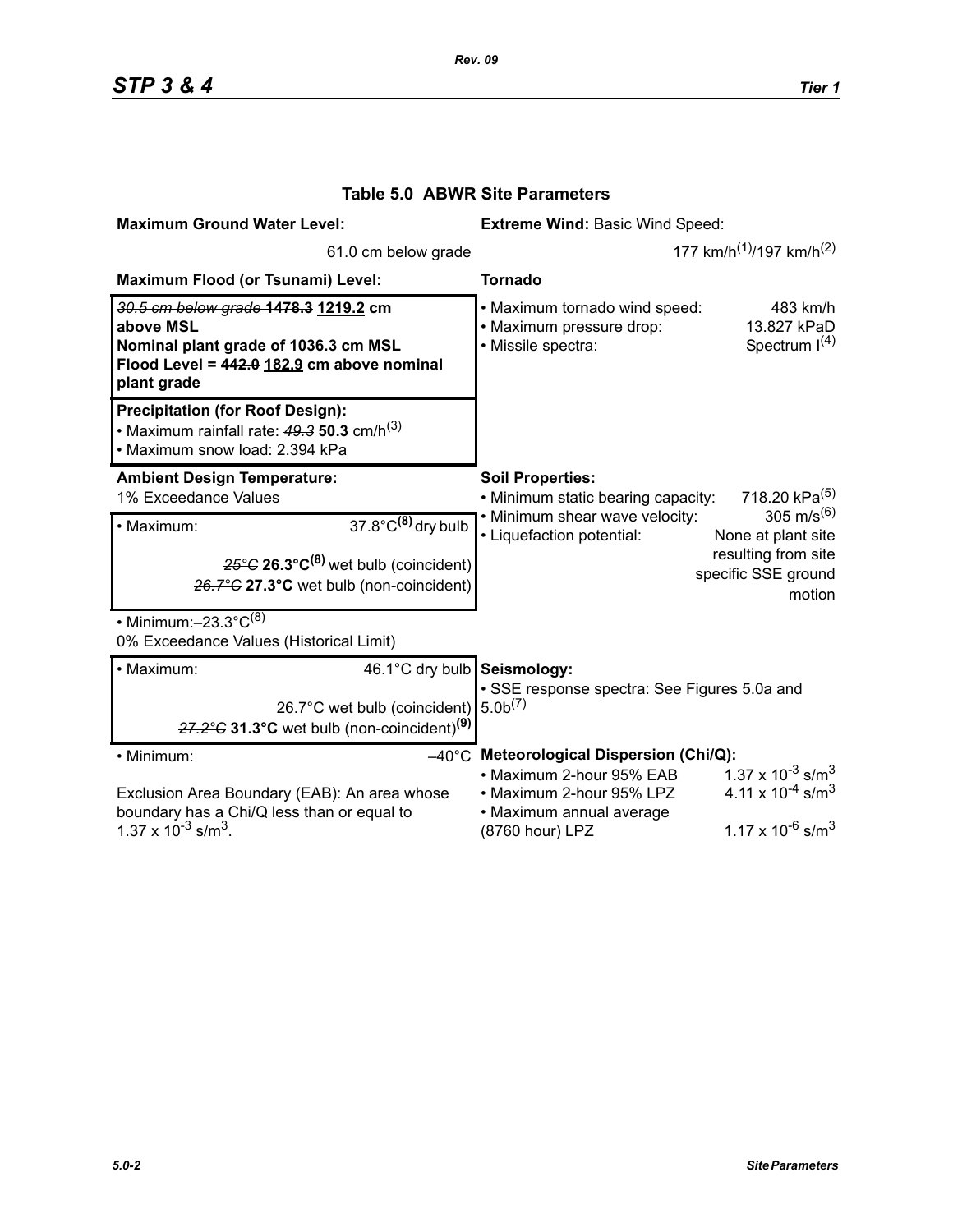## Table 5.0 ABWR Site Parameters

**Maximum Ground Water Level:**

61.0 cm below grade

**Maximum Flood (or Tsunami) Level:**

~~*30.5 cm below grade*~~ ~~**1478.3**~~ **1219.2 cm above MSL**
**Nominal plant grade of 1036.3 cm MSL**
**Flood Level =** ~~**442.0**~~ **182.9 cm above nominal plant grade**

**Precipitation (for Roof Design):**

- Maximum rainfall rate: ~~*49.3*~~ **50.3** cm/h(3)
- Maximum snow load: 2.394 kPa

**Ambient Design Temperature:**

1% Exceedance Values

- Maximum: 37.8°C**(8)** dry bulb
  ~~*25°C*~~ **26.3°C(8)** wet bulb (coincident)
  ~~*26.7°C*~~ **27.3°C** wet bulb (non-coincident)
- Minimum: –23.3°C(8)

0% Exceedance Values (Historical Limit)

- Maximum: 46.1°C dry bulb
  26.7°C wet bulb (coincident)
  ~~*27.2°C*~~ **31.3°C** wet bulb (non-coincident)**(9)**
- Minimum: –40°C

Exclusion Area Boundary (EAB): An area whose boundary has a Chi/Q less than or equal to $1.37 \times 10^{-3}$ s/m$^3$.

**Extreme Wind:** Basic Wind Speed:

177 km/h(1)/197 km/h(2)

**Tornado**

- Maximum tornado wind speed: 483 km/h
- Maximum pressure drop: 13.827 kPaD
- Missile spectra: Spectrum I(4)

**Soil Properties:**

- Minimum static bearing capacity: 718.20 kPa(5)
- Minimum shear wave velocity: 305 m/s(6)
- Liquefaction potential: None at plant site resulting from site specific SSE ground motion

**Seismology:**

- SSE response spectra: See Figures 5.0a and 5.0b(7)

**Meteorological Dispersion (Chi/Q):**

- Maximum 2-hour 95% EAB $1.37 \times 10^{-3}$ s/m$^3$
- Maximum 2-hour 95% LPZ $4.11 \times 10^{-4}$ s/m$^3$
- Maximum annual average (8760 hour) LPZ $1.17 \times 10^{-6}$ s/m$^3$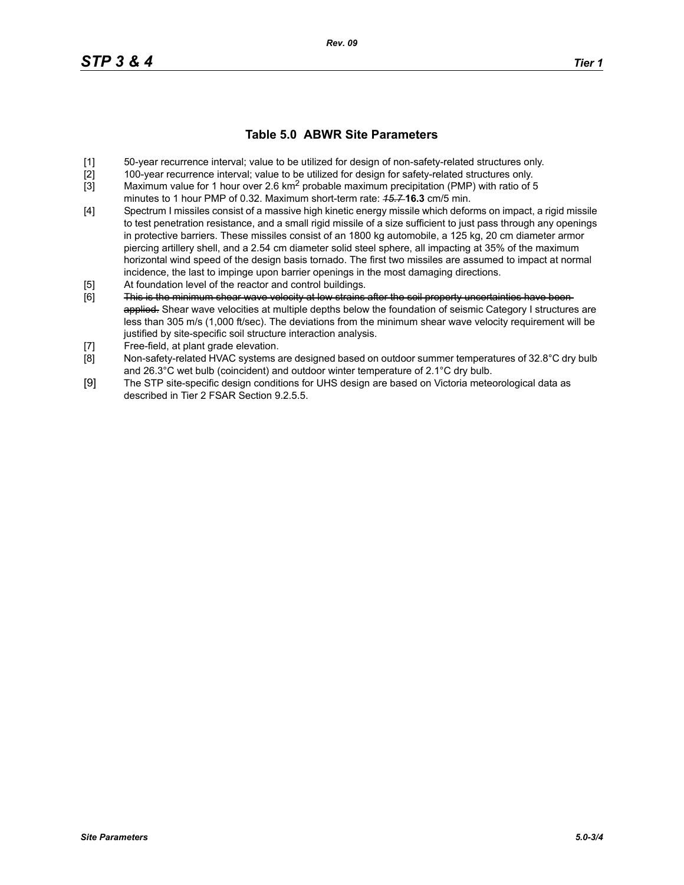## Table 5.0 ABWR Site Parameters

[1] 50-year recurrence interval; value to be utilized for design of non-safety-related structures only.

[2] 100-year recurrence interval; value to be utilized for design for safety-related structures only.

[3] Maximum value for 1 hour over 2.6 $km^2$ probable maximum precipitation (PMP) with ratio of 5 minutes to 1 hour PMP of 0.32. Maximum short-term rate: ~~*15.7*~~ **16.3** cm/5 min.

[4] Spectrum I missiles consist of a massive high kinetic energy missile which deforms on impact, a rigid missile to test penetration resistance, and a small rigid missile of a size sufficient to just pass through any openings in protective barriers. These missiles consist of an 1800 kg automobile, a 125 kg, 20 cm diameter armor piercing artillery shell, and a 2.54 cm diameter solid steel sphere, all impacting at 35% of the maximum horizontal wind speed of the design basis tornado. The first two missiles are assumed to impact at normal incidence, the last to impinge upon barrier openings in the most damaging directions.

[5] At foundation level of the reactor and control buildings.

[6] ~~This is the minimum shear wave velocity at low strains after the soil property uncertainties have been applied.~~ Shear wave velocities at multiple depths below the foundation of seismic Category I structures are less than 305 m/s (1,000 ft/sec). The deviations from the minimum shear wave velocity requirement will be justified by site-specific soil structure interaction analysis.

[7] Free-field, at plant grade elevation.

[8] Non-safety-related HVAC systems are designed based on outdoor summer temperatures of 32.8°C dry bulb and 26.3°C wet bulb (coincident) and outdoor winter temperature of 2.1°C dry bulb.

[9] The STP site-specific design conditions for UHS design are based on Victoria meteorological data as described in Tier 2 FSAR Section 9.2.5.5.